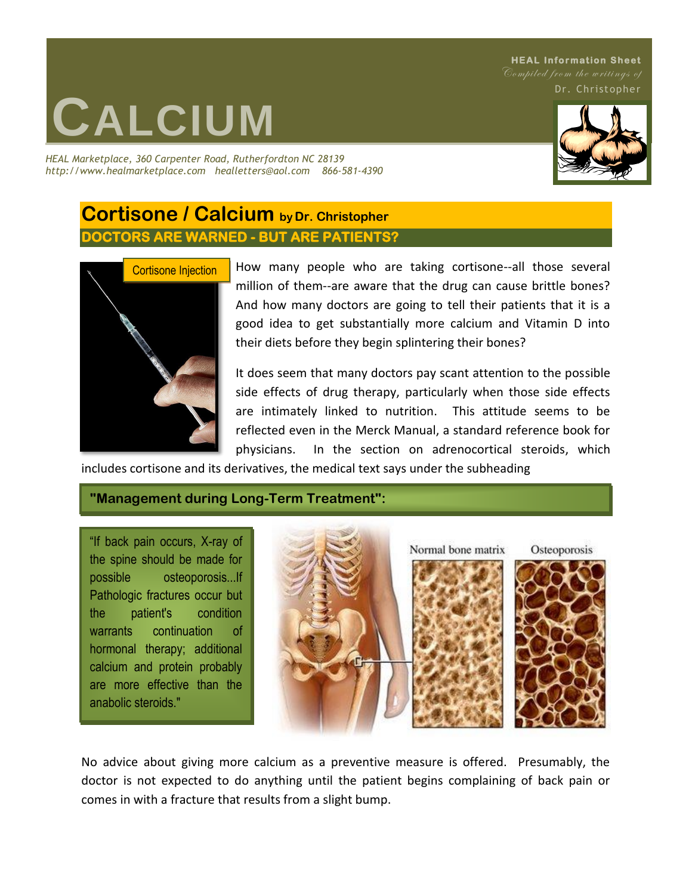HEAL Information Sheet
*Compiled from the writings of*
Dr. Christopher

# CALCIUM

*HEAL Marketplace, 360 Carpenter Road, Rutherfordton NC 28139*
*http://www.healmarketplace.com healletters@aol.com 866-581-4390*

## Cortisone / Calcium by Dr. Christopher

### DOCTORS ARE WARNED - BUT ARE PATIENTS?

Cortisone Injection

How many people who are taking cortisone--all those several million of them--are aware that the drug can cause brittle bones? And how many doctors are going to tell their patients that it is a good idea to get substantially more calcium and Vitamin D into their diets before they begin splintering their bones?

It does seem that many doctors pay scant attention to the possible side effects of drug therapy, particularly when those side effects are intimately linked to nutrition. This attitude seems to be reflected even in the Merck Manual, a standard reference book for physicians. In the section on adrenocortical steroids, which includes cortisone and its derivatives, the medical text says under the subheading

### "Management during Long-Term Treatment":

"If back pain occurs, X-ray of the spine should be made for possible osteoporosis...If Pathologic fractures occur but the patient's condition warrants continuation of hormonal therapy; additional calcium and protein probably are more effective than the anabolic steroids."

Normal bone matrix    Osteoporosis

No advice about giving more calcium as a preventive measure is offered. Presumably, the doctor is not expected to do anything until the patient begins complaining of back pain or comes in with a fracture that results from a slight bump.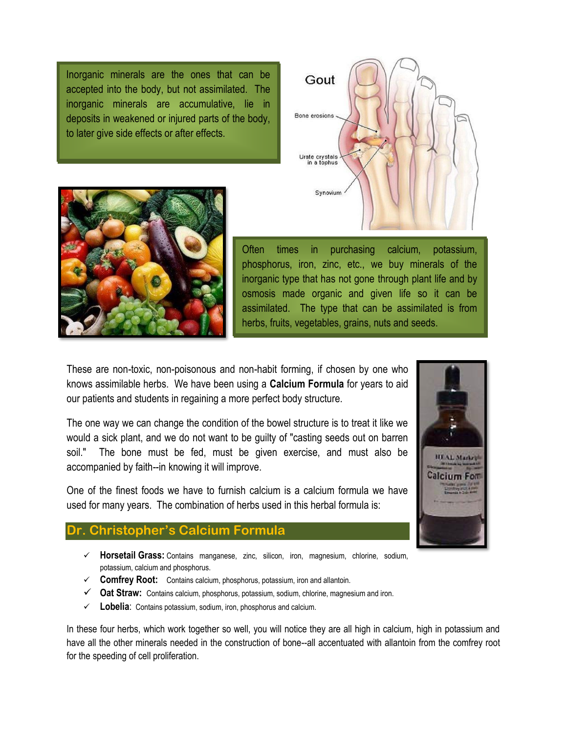Inorganic minerals are the ones that can be accepted into the body, but not assimilated. The inorganic minerals are accumulative, lie in deposits in weakened or injured parts of the body, to later give side effects or after effects.

Often times in purchasing calcium, potassium, phosphorus, iron, zinc, etc., we buy minerals of the inorganic type that has not gone through plant life and by osmosis made organic and given life so it can be assimilated. The type that can be assimilated is from herbs, fruits, vegetables, grains, nuts and seeds.

These are non-toxic, non-poisonous and non-habit forming, if chosen by one who knows assimilable herbs. We have been using a **Calcium Formula** for years to aid our patients and students in regaining a more perfect body structure.

The one way we can change the condition of the bowel structure is to treat it like we would a sick plant, and we do not want to be guilty of "casting seeds out on barren soil." The bone must be fed, must be given exercise, and must also be accompanied by faith--in knowing it will improve.

One of the finest foods we have to furnish calcium is a calcium formula we have used for many years. The combination of herbs used in this herbal formula is:

## Dr. Christopher's Calcium Formula

- ✓ **Horsetail Grass:** Contains manganese, zinc, silicon, iron, magnesium, chlorine, sodium, potassium, calcium and phosphorus.
- ✓ **Comfrey Root:** Contains calcium, phosphorus, potassium, iron and allantoin.
- ✓ **Oat Straw:** Contains calcium, phosphorus, potassium, sodium, chlorine, magnesium and iron.
- ✓ **Lobelia**: Contains potassium, sodium, iron, phosphorus and calcium.

In these four herbs, which work together so well, you will notice they are all high in calcium, high in potassium and have all the other minerals needed in the construction of bone--all accentuated with allantoin from the comfrey root for the speeding of cell proliferation.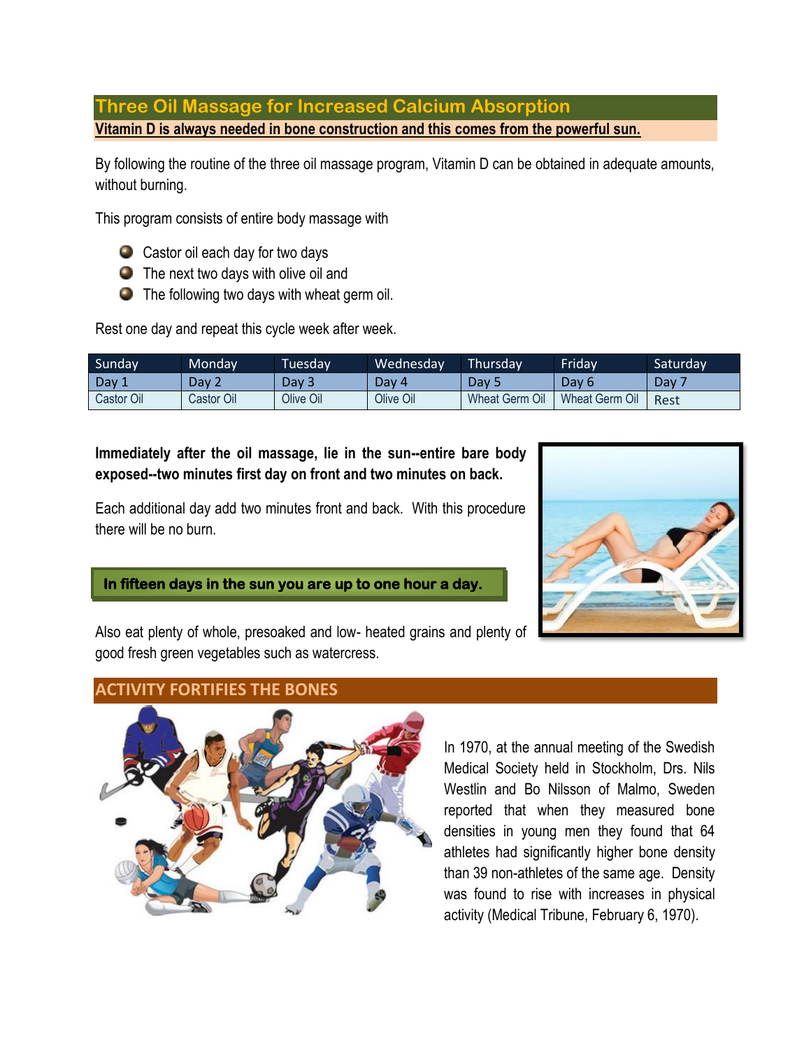## Three Oil Massage for Increased Calcium Absorption

**Vitamin D is always needed in bone construction and this comes from the powerful sun.**

By following the routine of the three oil massage program, Vitamin D can be obtained in adequate amounts, without burning.

This program consists of entire body massage with

- Castor oil each day for two days
- The next two days with olive oil and
- The following two days with wheat germ oil.

Rest one day and repeat this cycle week after week.

| Sunday | Monday | Tuesday | Wednesday | Thursday | Friday | Saturday |
|---|---|---|---|---|---|---|
| Day 1 | Day 2 | Day 3 | Day 4 | Day 5 | Day 6 | Day 7 |
| Castor Oil | Castor Oil | Olive Oil | Olive Oil | Wheat Germ Oil | Wheat Germ Oil | Rest |

**Immediately after the oil massage, lie in the sun--entire bare body exposed--two minutes first day on front and two minutes on back.**

Each additional day add two minutes front and back. With this procedure there will be no burn.

**In fifteen days in the sun you are up to one hour a day.**

Also eat plenty of whole, presoaked and low- heated grains and plenty of good fresh green vegetables such as watercress.

## ACTIVITY FORTIFIES THE BONES

In 1970, at the annual meeting of the Swedish Medical Society held in Stockholm, Drs. Nils Westlin and Bo Nilsson of Malmo, Sweden reported that when they measured bone densities in young men they found that 64 athletes had significantly higher bone density than 39 non-athletes of the same age. Density was found to rise with increases in physical activity (Medical Tribune, February 6, 1970).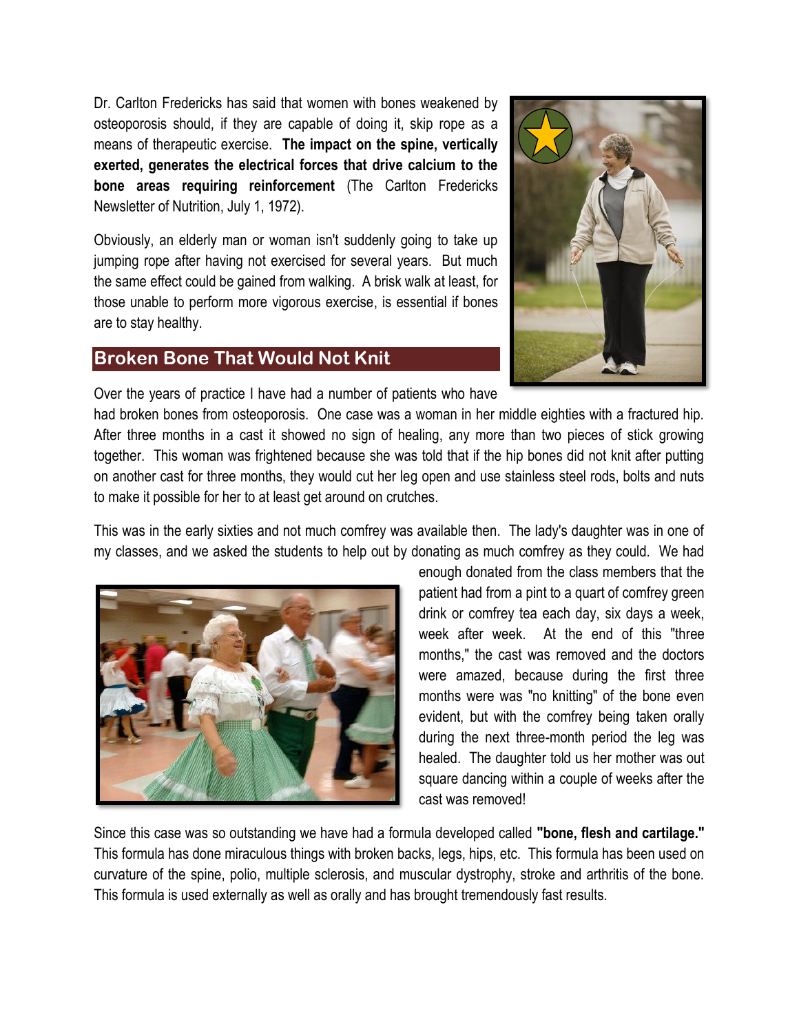Dr. Carlton Fredericks has said that women with bones weakened by osteoporosis should, if they are capable of doing it, skip rope as a means of therapeutic exercise. **The impact on the spine, vertically exerted, generates the electrical forces that drive calcium to the bone areas requiring reinforcement** (The Carlton Fredericks Newsletter of Nutrition, July 1, 1972).

Obviously, an elderly man or woman isn't suddenly going to take up jumping rope after having not exercised for several years. But much the same effect could be gained from walking. A brisk walk at least, for those unable to perform more vigorous exercise, is essential if bones are to stay healthy.

## Broken Bone That Would Not Knit

Over the years of practice I have had a number of patients who have had broken bones from osteoporosis. One case was a woman in her middle eighties with a fractured hip. After three months in a cast it showed no sign of healing, any more than two pieces of stick growing together. This woman was frightened because she was told that if the hip bones did not knit after putting on another cast for three months, they would cut her leg open and use stainless steel rods, bolts and nuts to make it possible for her to at least get around on crutches.

This was in the early sixties and not much comfrey was available then. The lady's daughter was in one of my classes, and we asked the students to help out by donating as much comfrey as they could. We had enough donated from the class members that the patient had from a pint to a quart of comfrey green drink or comfrey tea each day, six days a week, week after week. At the end of this "three months," the cast was removed and the doctors were amazed, because during the first three months were was "no knitting" of the bone even evident, but with the comfrey being taken orally during the next three-month period the leg was healed. The daughter told us her mother was out square dancing within a couple of weeks after the cast was removed!

Since this case was so outstanding we have had a formula developed called **"bone, flesh and cartilage."** This formula has done miraculous things with broken backs, legs, hips, etc. This formula has been used on curvature of the spine, polio, multiple sclerosis, and muscular dystrophy, stroke and arthritis of the bone. This formula is used externally as well as orally and has brought tremendously fast results.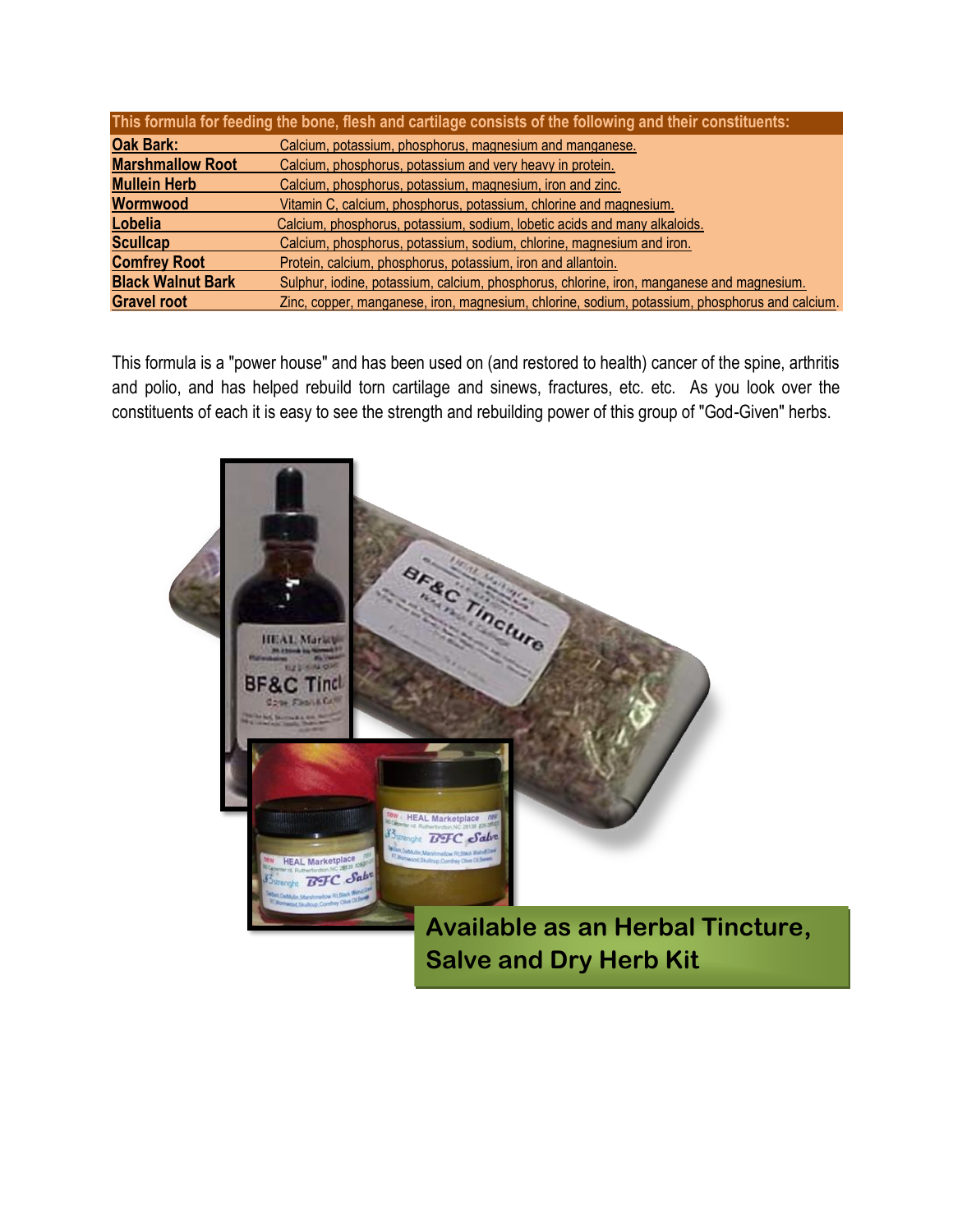| This formula for feeding the bone, flesh and cartilage consists of the following and their constituents: | |
|---|---|
| **Oak Bark:** | Calcium, potassium, phosphorus, magnesium and manganese. |
| **Marshmallow Root** | Calcium, phosphorus, potassium and very heavy in protein. |
| **Mullein Herb** | Calcium, phosphorus, potassium, magnesium, iron and zinc. |
| **Wormwood** | Vitamin C, calcium, phosphorus, potassium, chlorine and magnesium. |
| **Lobelia** | Calcium, phosphorus, potassium, sodium, lobetic acids and many alkaloids. |
| **Scullcap** | Calcium, phosphorus, potassium, sodium, chlorine, magnesium and iron. |
| **Comfrey Root** | Protein, calcium, phosphorus, potassium, iron and allantoin. |
| **Black Walnut Bark** | Sulphur, iodine, potassium, calcium, phosphorus, chlorine, iron, manganese and magnesium. |
| **Gravel root** | Zinc, copper, manganese, iron, magnesium, chlorine, sodium, potassium, phosphorus and calcium. |

This formula is a "power house" and has been used on (and restored to health) cancer of the spine, arthritis and polio, and has helped rebuild torn cartilage and sinews, fractures, etc. etc. As you look over the constituents of each it is easy to see the strength and rebuilding power of this group of "God-Given" herbs.

**Available as an Herbal Tincture, Salve and Dry Herb Kit**